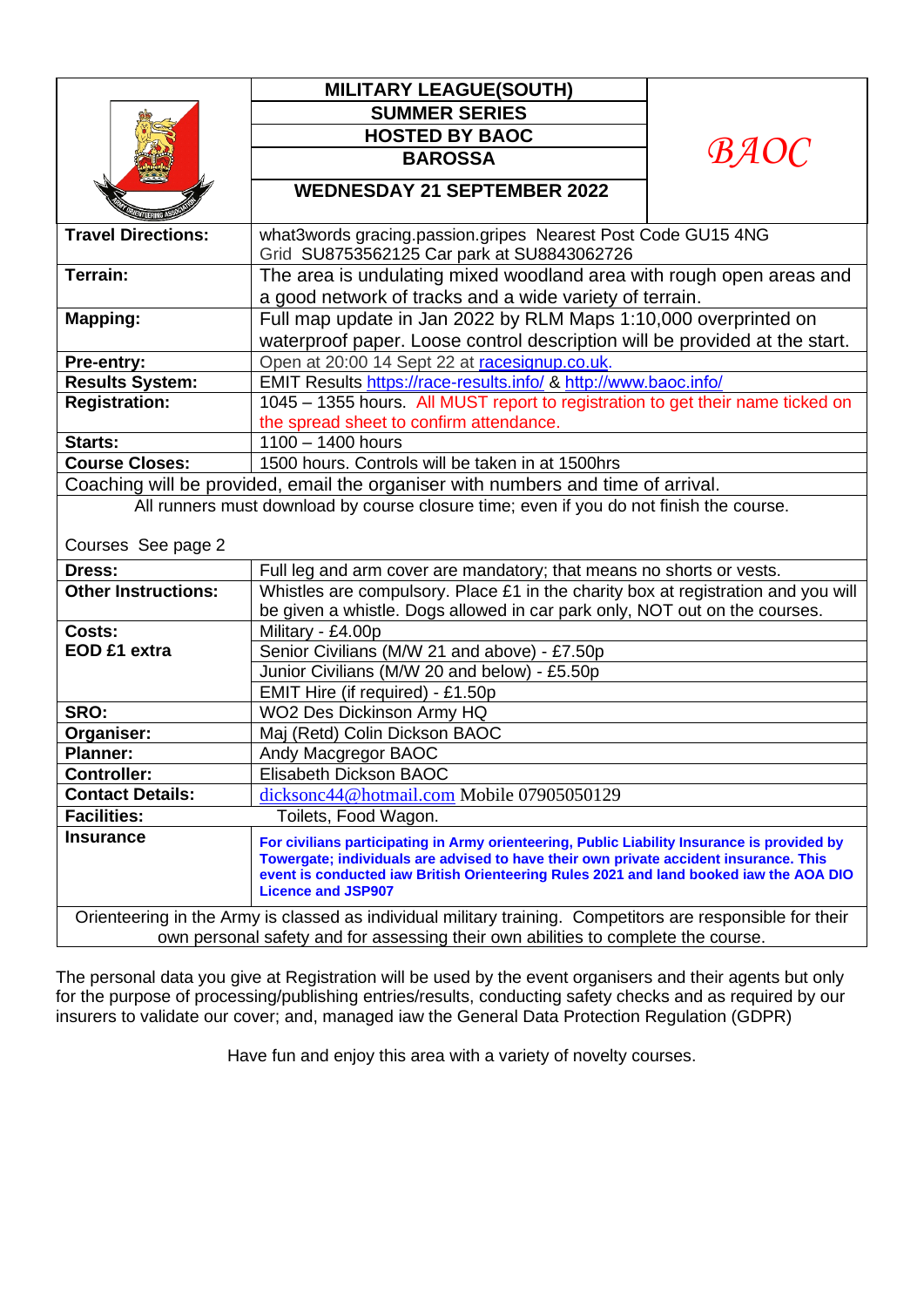| | MILITARY LEAGUE(SOUTH) | |
|---|---|---|
| | SUMMER SERIES | |
| | HOSTED BY BAOC | *BAOC* |
| | BAROSSA | |
| | WEDNESDAY 21 SEPTEMBER 2022 | |

| | |
|---|---|
| **Travel Directions:** | what3words gracing.passion.gripes Nearest Post Code GU15 4NG Grid SU8753562125 Car park at SU8843062726 |
| **Terrain:** | The area is undulating mixed woodland area with rough open areas and a good network of tracks and a wide variety of terrain. |
| **Mapping:** | Full map update in Jan 2022 by RLM Maps 1:10,000 overprinted on waterproof paper. Loose control description will be provided at the start. |
| **Pre-entry:** | Open at 20:00 14 Sept 22 at racesignup.co.uk. |
| **Results System:** | EMIT Results https://race-results.info/ & http://www.baoc.info/ |
| **Registration:** | 1045 – 1355 hours. All MUST report to registration to get their name ticked on the spread sheet to confirm attendance. |
| **Starts:** | 1100 – 1400 hours |
| **Course Closes:** | 1500 hours. Controls will be taken in at 1500hrs |
| Coaching will be provided, email the organiser with numbers and time of arrival. | |
| All runners must download by course closure time; even if you do not finish the course. Courses See page 2 | |
| **Dress:** | Full leg and arm cover are mandatory; that means no shorts or vests. |
| **Other Instructions:** | Whistles are compulsory. Place £1 in the charity box at registration and you will be given a whistle. Dogs allowed in car park only, NOT out on the courses. |
| **Costs:** | Military - £4.00p |
| **EOD £1 extra** | Senior Civilians (M/W 21 and above) - £7.50p |
| | Junior Civilians (M/W 20 and below) - £5.50p |
| | EMIT Hire (if required) - £1.50p |
| **SRO:** | WO2 Des Dickinson Army HQ |
| **Organiser:** | Maj (Retd) Colin Dickson BAOC |
| **Planner:** | Andy Macgregor BAOC |
| **Controller:** | Elisabeth Dickson BAOC |
| **Contact Details:** | dicksonc44@hotmail.com Mobile 07905050129 |
| **Facilities:** | Toilets, Food Wagon. |
| **Insurance** | **For civilians participating in Army orienteering, Public Liability Insurance is provided by Towergate; individuals are advised to have their own private accident insurance. This event is conducted iaw British Orienteering Rules 2021 and land booked iaw the AOA DIO Licence and JSP907** |
| Orienteering in the Army is classed as individual military training. Competitors are responsible for their own personal safety and for assessing their own abilities to complete the course. | |

The personal data you give at Registration will be used by the event organisers and their agents but only for the purpose of processing/publishing entries/results, conducting safety checks and as required by our insurers to validate our cover; and, managed iaw the General Data Protection Regulation (GDPR)

Have fun and enjoy this area with a variety of novelty courses.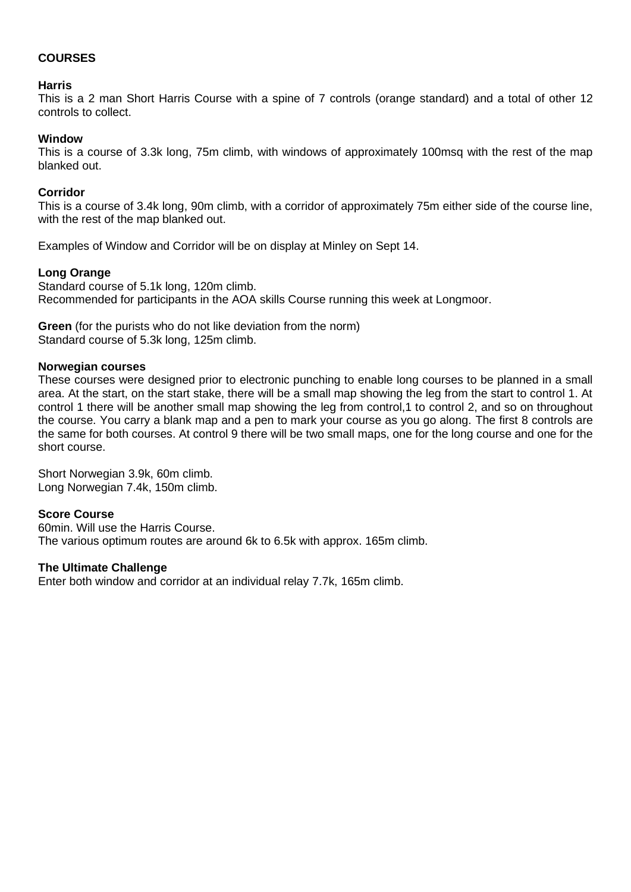## COURSES

### Harris

This is a 2 man Short Harris Course with a spine of 7 controls (orange standard) and a total of other 12 controls to collect.

### Window

This is a course of 3.3k long, 75m climb, with windows of approximately 100msq with the rest of the map blanked out.

### Corridor

This is a course of 3.4k long, 90m climb, with a corridor of approximately 75m either side of the course line, with the rest of the map blanked out.

Examples of Window and Corridor will be on display at Minley on Sept 14.

### Long Orange

Standard course of 5.1k long, 120m climb.
Recommended for participants in the AOA skills Course running this week at Longmoor.

**Green** (for the purists who do not like deviation from the norm)
Standard course of 5.3k long, 125m climb.

### Norwegian courses

These courses were designed prior to electronic punching to enable long courses to be planned in a small area. At the start, on the start stake, there will be a small map showing the leg from the start to control 1. At control 1 there will be another small map showing the leg from control,1 to control 2, and so on throughout the course. You carry a blank map and a pen to mark your course as you go along. The first 8 controls are the same for both courses. At control 9 there will be two small maps, one for the long course and one for the short course.

Short Norwegian 3.9k, 60m climb.
Long Norwegian 7.4k, 150m climb.

### Score Course

60min. Will use the Harris Course.
The various optimum routes are around 6k to 6.5k with approx. 165m climb.

### The Ultimate Challenge

Enter both window and corridor at an individual relay 7.7k, 165m climb.